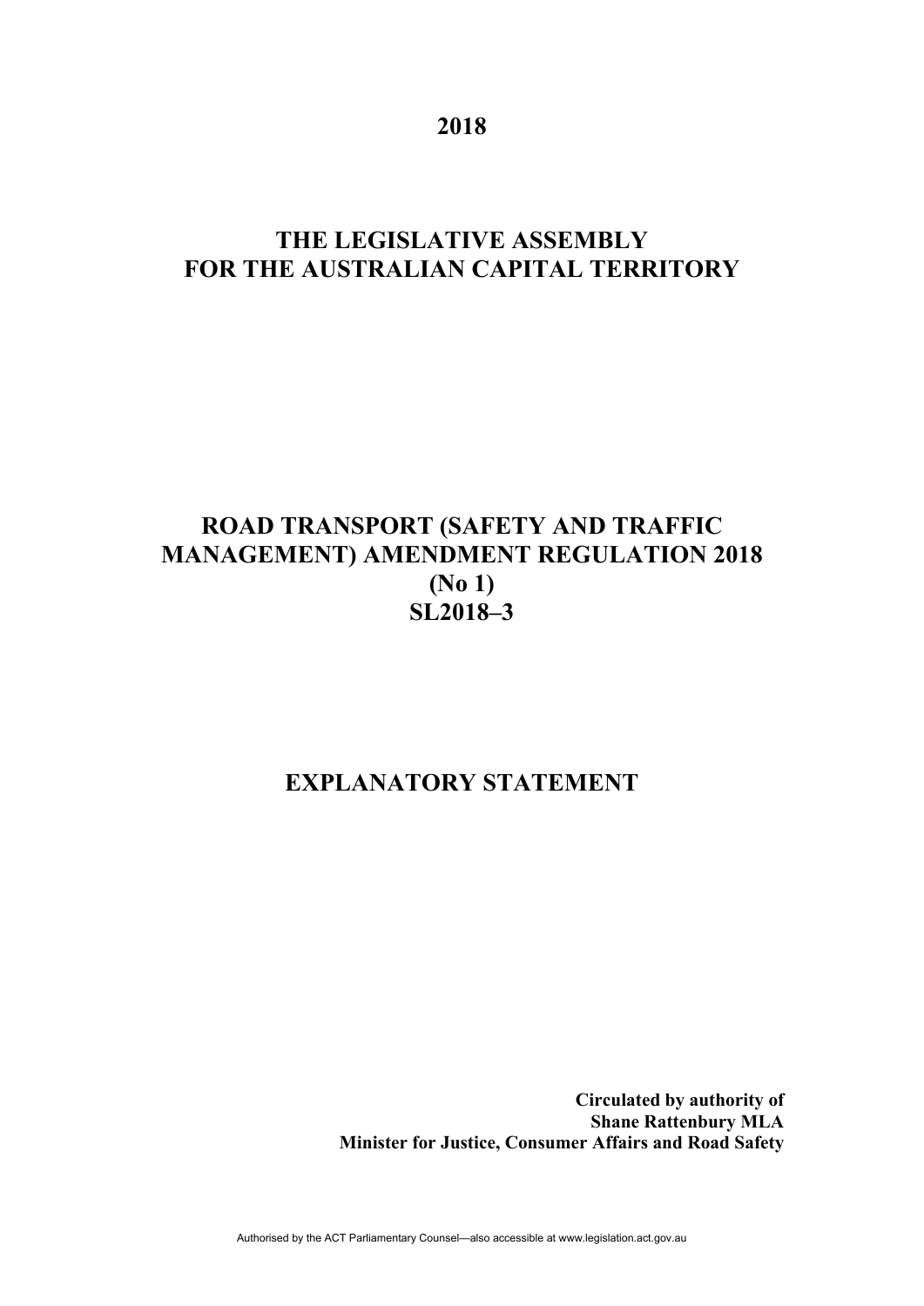**2018**

# THE LEGISLATIVE ASSEMBLY FOR THE AUSTRALIAN CAPITAL TERRITORY

# ROAD TRANSPORT (SAFETY AND TRAFFIC MANAGEMENT) AMENDMENT REGULATION 2018 (No 1) SL2018–3

# EXPLANATORY STATEMENT

**Circulated by authority of**
**Shane Rattenbury MLA**
**Minister for Justice, Consumer Affairs and Road Safety**

Authorised by the ACT Parliamentary Counsel—also accessible at www.legislation.act.gov.au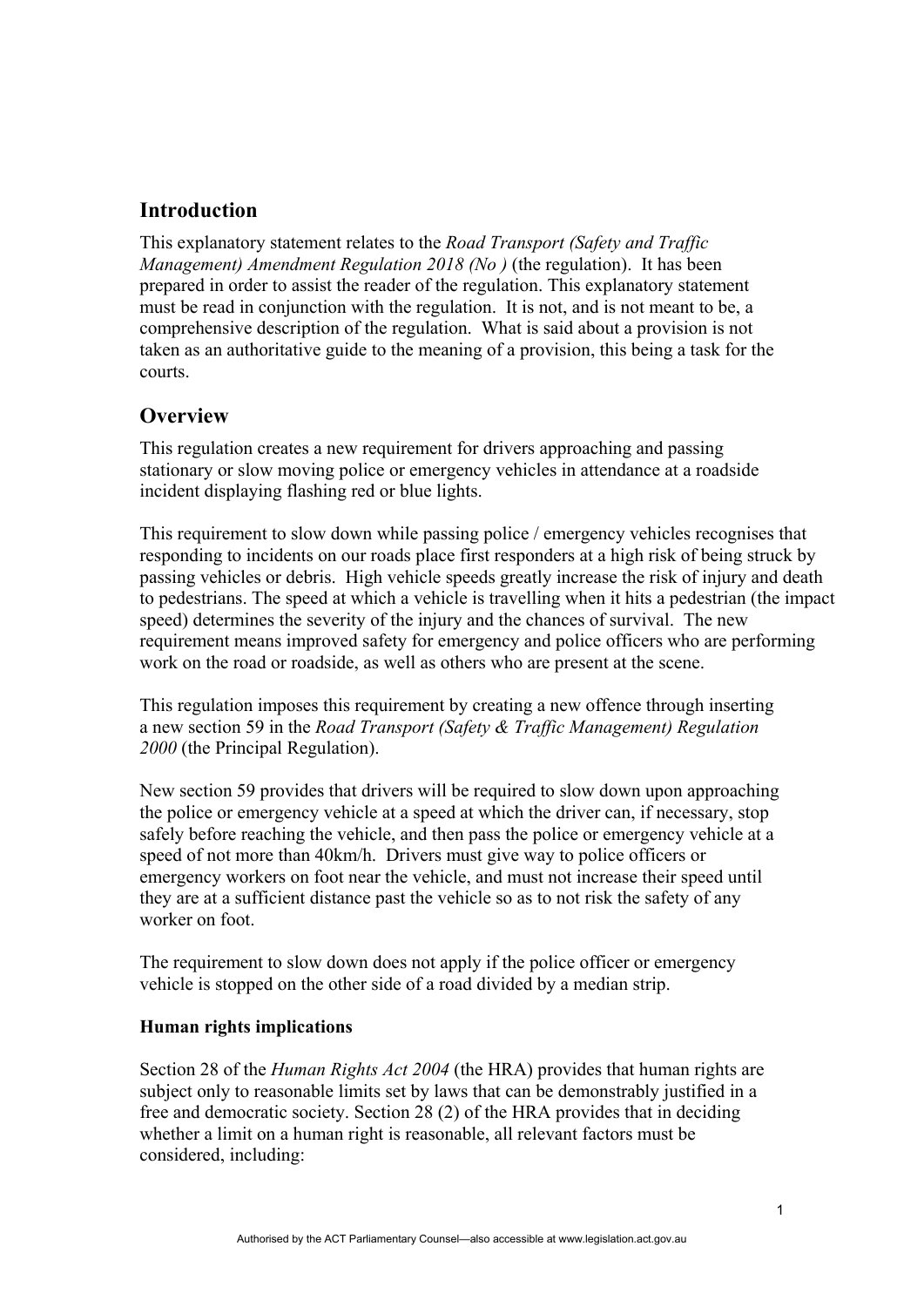## Introduction

This explanatory statement relates to the *Road Transport (Safety and Traffic Management) Amendment Regulation 2018 (No )* (the regulation). It has been prepared in order to assist the reader of the regulation. This explanatory statement must be read in conjunction with the regulation. It is not, and is not meant to be, a comprehensive description of the regulation. What is said about a provision is not taken as an authoritative guide to the meaning of a provision, this being a task for the courts.

## Overview

This regulation creates a new requirement for drivers approaching and passing stationary or slow moving police or emergency vehicles in attendance at a roadside incident displaying flashing red or blue lights.

This requirement to slow down while passing police / emergency vehicles recognises that responding to incidents on our roads place first responders at a high risk of being struck by passing vehicles or debris. High vehicle speeds greatly increase the risk of injury and death to pedestrians. The speed at which a vehicle is travelling when it hits a pedestrian (the impact speed) determines the severity of the injury and the chances of survival. The new requirement means improved safety for emergency and police officers who are performing work on the road or roadside, as well as others who are present at the scene.

This regulation imposes this requirement by creating a new offence through inserting a new section 59 in the *Road Transport (Safety & Traffic Management) Regulation 2000* (the Principal Regulation).

New section 59 provides that drivers will be required to slow down upon approaching the police or emergency vehicle at a speed at which the driver can, if necessary, stop safely before reaching the vehicle, and then pass the police or emergency vehicle at a speed of not more than 40km/h. Drivers must give way to police officers or emergency workers on foot near the vehicle, and must not increase their speed until they are at a sufficient distance past the vehicle so as to not risk the safety of any worker on foot.

The requirement to slow down does not apply if the police officer or emergency vehicle is stopped on the other side of a road divided by a median strip.

**Human rights implications**

Section 28 of the *Human Rights Act 2004* (the HRA) provides that human rights are subject only to reasonable limits set by laws that can be demonstrably justified in a free and democratic society. Section 28 (2) of the HRA provides that in deciding whether a limit on a human right is reasonable, all relevant factors must be considered, including: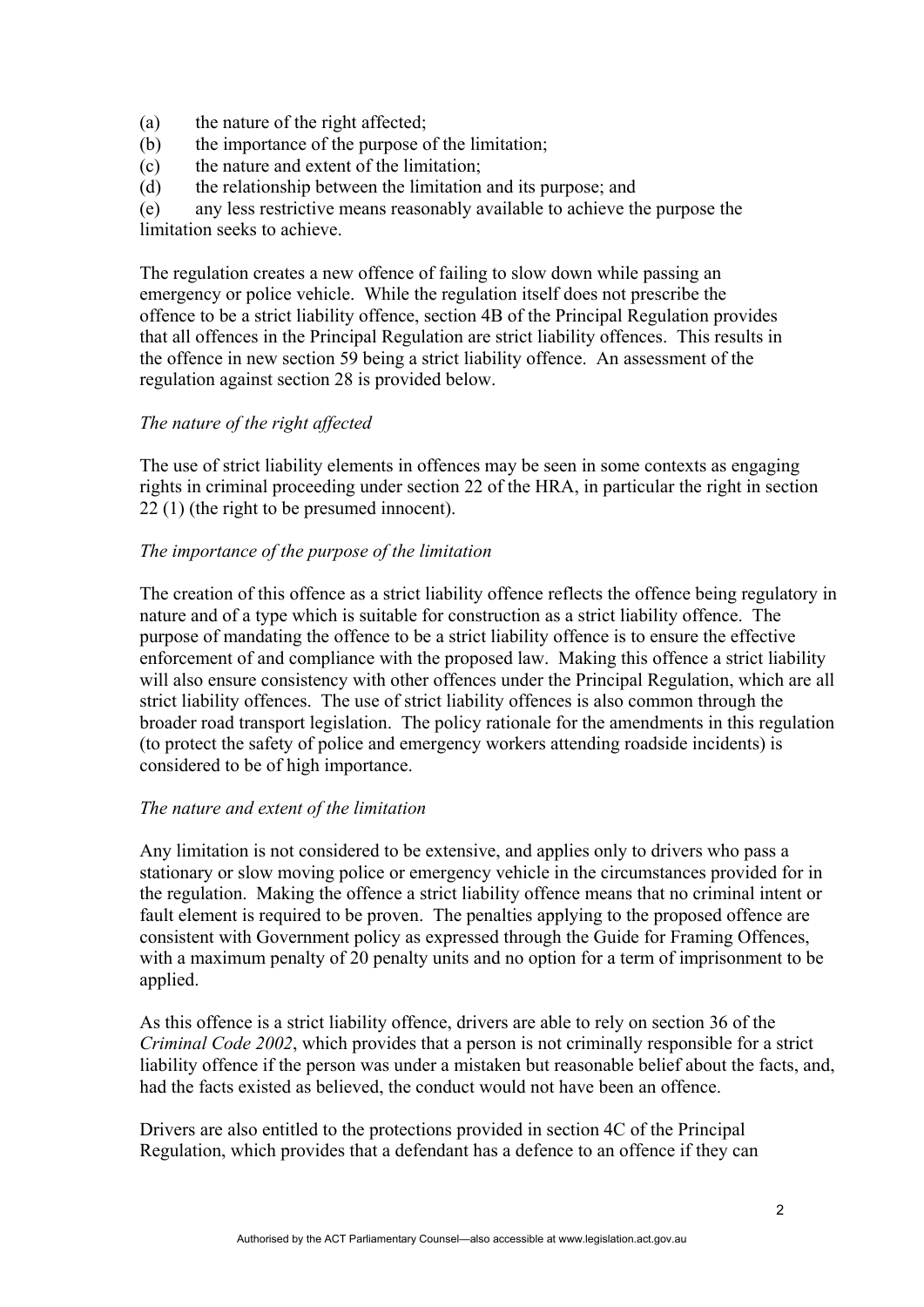(a) the nature of the right affected;
(b) the importance of the purpose of the limitation;
(c) the nature and extent of the limitation;
(d) the relationship between the limitation and its purpose; and
(e) any less restrictive means reasonably available to achieve the purpose the limitation seeks to achieve.

The regulation creates a new offence of failing to slow down while passing an emergency or police vehicle. While the regulation itself does not prescribe the offence to be a strict liability offence, section 4B of the Principal Regulation provides that all offences in the Principal Regulation are strict liability offences. This results in the offence in new section 59 being a strict liability offence. An assessment of the regulation against section 28 is provided below.

*The nature of the right affected*

The use of strict liability elements in offences may be seen in some contexts as engaging rights in criminal proceeding under section 22 of the HRA, in particular the right in section 22 (1) (the right to be presumed innocent).

*The importance of the purpose of the limitation*

The creation of this offence as a strict liability offence reflects the offence being regulatory in nature and of a type which is suitable for construction as a strict liability offence. The purpose of mandating the offence to be a strict liability offence is to ensure the effective enforcement of and compliance with the proposed law. Making this offence a strict liability will also ensure consistency with other offences under the Principal Regulation, which are all strict liability offences. The use of strict liability offences is also common through the broader road transport legislation. The policy rationale for the amendments in this regulation (to protect the safety of police and emergency workers attending roadside incidents) is considered to be of high importance.

*The nature and extent of the limitation*

Any limitation is not considered to be extensive, and applies only to drivers who pass a stationary or slow moving police or emergency vehicle in the circumstances provided for in the regulation. Making the offence a strict liability offence means that no criminal intent or fault element is required to be proven. The penalties applying to the proposed offence are consistent with Government policy as expressed through the Guide for Framing Offences, with a maximum penalty of 20 penalty units and no option for a term of imprisonment to be applied.

As this offence is a strict liability offence, drivers are able to rely on section 36 of the *Criminal Code 2002*, which provides that a person is not criminally responsible for a strict liability offence if the person was under a mistaken but reasonable belief about the facts, and, had the facts existed as believed, the conduct would not have been an offence.

Drivers are also entitled to the protections provided in section 4C of the Principal Regulation, which provides that a defendant has a defence to an offence if they can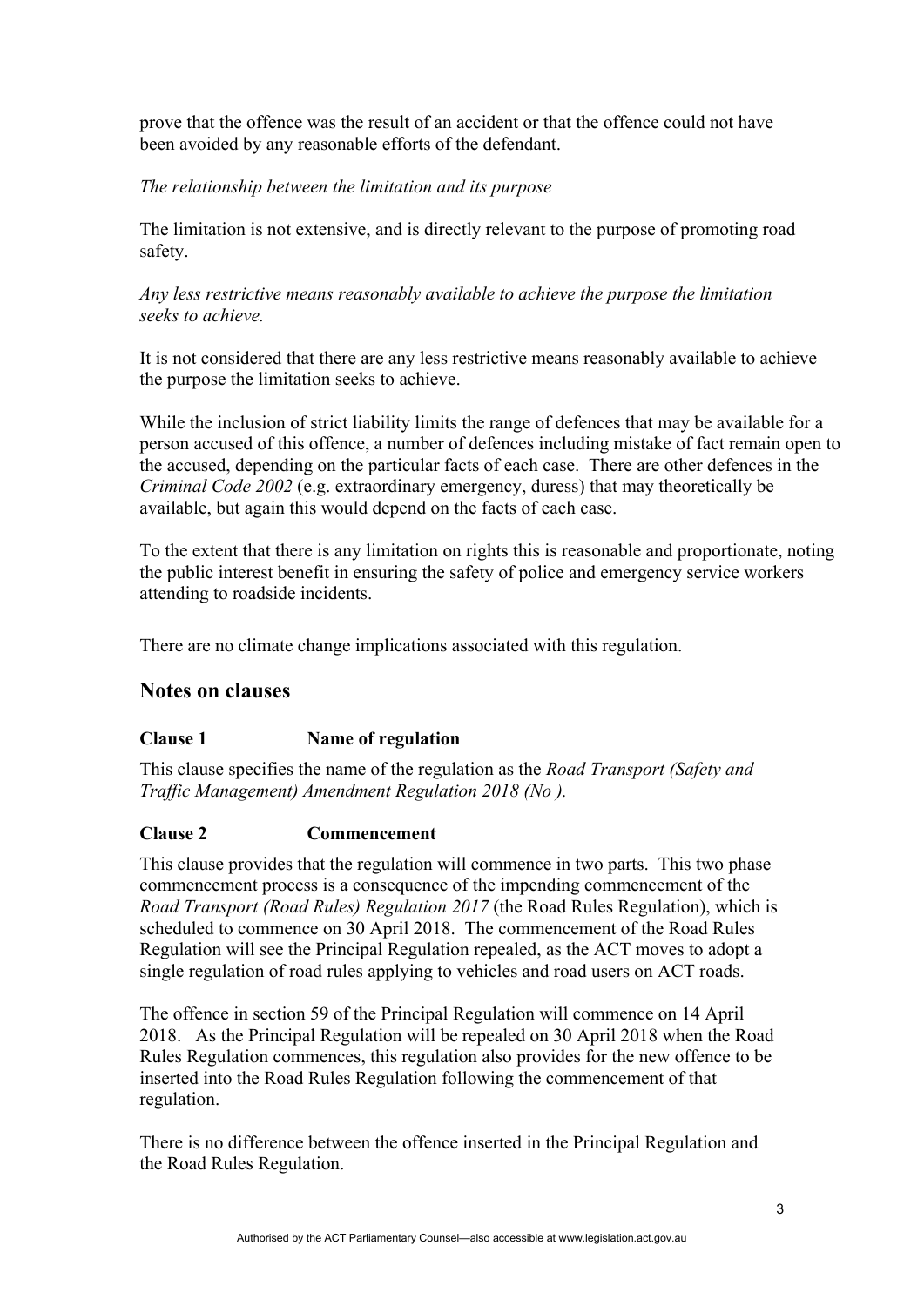prove that the offence was the result of an accident or that the offence could not have been avoided by any reasonable efforts of the defendant.

*The relationship between the limitation and its purpose*

The limitation is not extensive, and is directly relevant to the purpose of promoting road safety.

*Any less restrictive means reasonably available to achieve the purpose the limitation seeks to achieve.*

It is not considered that there are any less restrictive means reasonably available to achieve the purpose the limitation seeks to achieve.

While the inclusion of strict liability limits the range of defences that may be available for a person accused of this offence, a number of defences including mistake of fact remain open to the accused, depending on the particular facts of each case. There are other defences in the *Criminal Code 2002* (e.g. extraordinary emergency, duress) that may theoretically be available, but again this would depend on the facts of each case.

To the extent that there is any limitation on rights this is reasonable and proportionate, noting the public interest benefit in ensuring the safety of police and emergency service workers attending to roadside incidents.

There are no climate change implications associated with this regulation.

## Notes on clauses

**Clause 1 Name of regulation**

This clause specifies the name of the regulation as the *Road Transport (Safety and Traffic Management) Amendment Regulation 2018 (No ).*

**Clause 2 Commencement**

This clause provides that the regulation will commence in two parts. This two phase commencement process is a consequence of the impending commencement of the *Road Transport (Road Rules) Regulation 2017* (the Road Rules Regulation), which is scheduled to commence on 30 April 2018. The commencement of the Road Rules Regulation will see the Principal Regulation repealed, as the ACT moves to adopt a single regulation of road rules applying to vehicles and road users on ACT roads.

The offence in section 59 of the Principal Regulation will commence on 14 April 2018. As the Principal Regulation will be repealed on 30 April 2018 when the Road Rules Regulation commences, this regulation also provides for the new offence to be inserted into the Road Rules Regulation following the commencement of that regulation.

There is no difference between the offence inserted in the Principal Regulation and the Road Rules Regulation.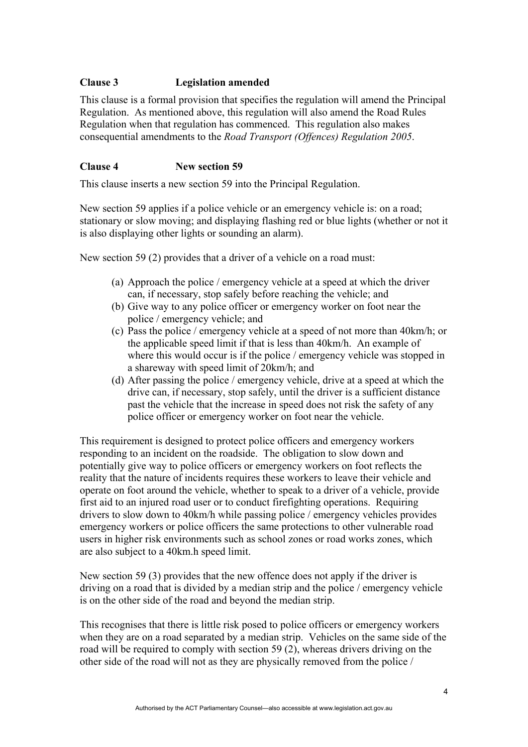**Clause 3 Legislation amended**

This clause is a formal provision that specifies the regulation will amend the Principal Regulation. As mentioned above, this regulation will also amend the Road Rules Regulation when that regulation has commenced. This regulation also makes consequential amendments to the *Road Transport (Offences) Regulation 2005*.

**Clause 4 New section 59**

This clause inserts a new section 59 into the Principal Regulation.

New section 59 applies if a police vehicle or an emergency vehicle is: on a road; stationary or slow moving; and displaying flashing red or blue lights (whether or not it is also displaying other lights or sounding an alarm).

New section 59 (2) provides that a driver of a vehicle on a road must:

(a) Approach the police / emergency vehicle at a speed at which the driver can, if necessary, stop safely before reaching the vehicle; and
(b) Give way to any police officer or emergency worker on foot near the police / emergency vehicle; and
(c) Pass the police / emergency vehicle at a speed of not more than 40km/h; or the applicable speed limit if that is less than 40km/h. An example of where this would occur is if the police / emergency vehicle was stopped in a shareway with speed limit of 20km/h; and
(d) After passing the police / emergency vehicle, drive at a speed at which the drive can, if necessary, stop safely, until the driver is a sufficient distance past the vehicle that the increase in speed does not risk the safety of any police officer or emergency worker on foot near the vehicle.

This requirement is designed to protect police officers and emergency workers responding to an incident on the roadside. The obligation to slow down and potentially give way to police officers or emergency workers on foot reflects the reality that the nature of incidents requires these workers to leave their vehicle and operate on foot around the vehicle, whether to speak to a driver of a vehicle, provide first aid to an injured road user or to conduct firefighting operations. Requiring drivers to slow down to 40km/h while passing police / emergency vehicles provides emergency workers or police officers the same protections to other vulnerable road users in higher risk environments such as school zones or road works zones, which are also subject to a 40km.h speed limit.

New section 59 (3) provides that the new offence does not apply if the driver is driving on a road that is divided by a median strip and the police / emergency vehicle is on the other side of the road and beyond the median strip.

This recognises that there is little risk posed to police officers or emergency workers when they are on a road separated by a median strip. Vehicles on the same side of the road will be required to comply with section 59 (2), whereas drivers driving on the other side of the road will not as they are physically removed from the police /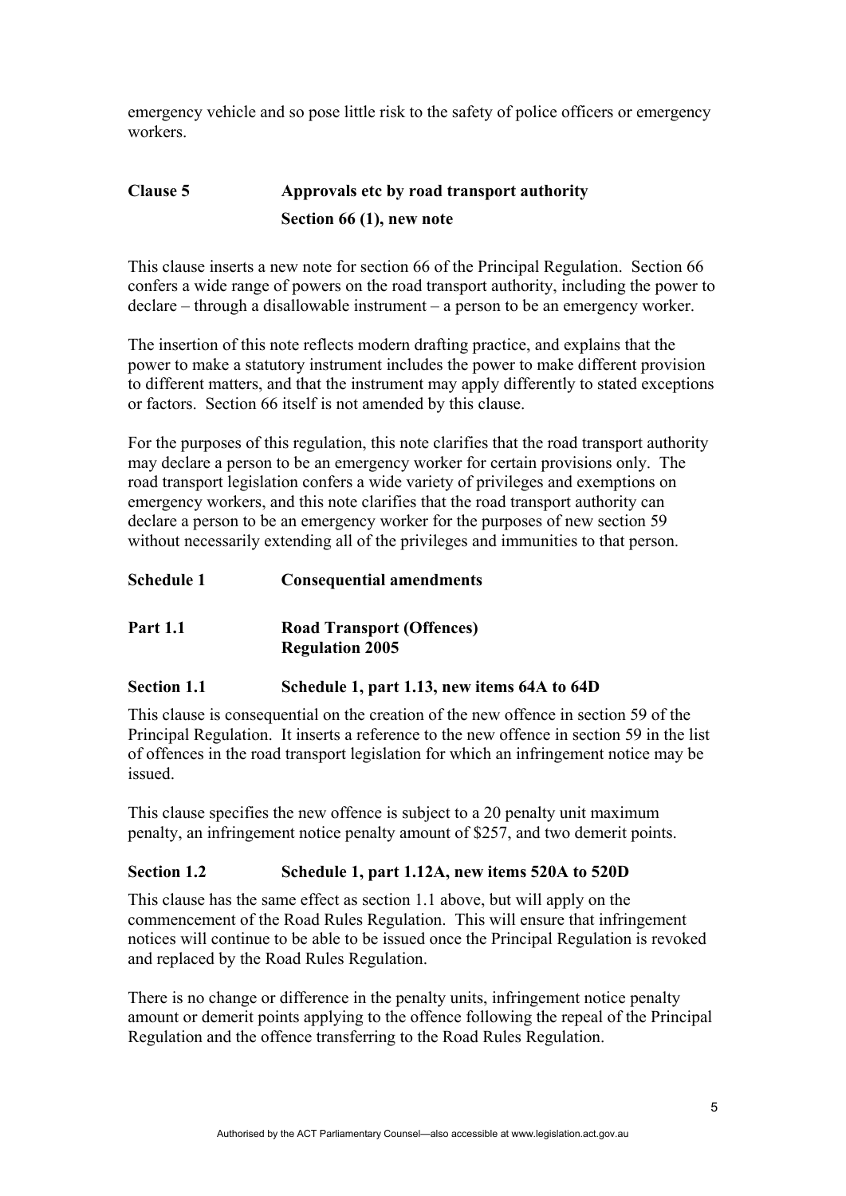emergency vehicle and so pose little risk to the safety of police officers or emergency workers.

## Clause 5 Approvals etc by road transport authority

### Section 66 (1), new note

This clause inserts a new note for section 66 of the Principal Regulation. Section 66 confers a wide range of powers on the road transport authority, including the power to declare – through a disallowable instrument – a person to be an emergency worker.

The insertion of this note reflects modern drafting practice, and explains that the power to make a statutory instrument includes the power to make different provision to different matters, and that the instrument may apply differently to stated exceptions or factors. Section 66 itself is not amended by this clause.

For the purposes of this regulation, this note clarifies that the road transport authority may declare a person to be an emergency worker for certain provisions only. The road transport legislation confers a wide variety of privileges and exemptions on emergency workers, and this note clarifies that the road transport authority can declare a person to be an emergency worker for the purposes of new section 59 without necessarily extending all of the privileges and immunities to that person.

## Schedule 1 Consequential amendments

## Part 1.1 Road Transport (Offences) Regulation 2005

### Section 1.1 Schedule 1, part 1.13, new items 64A to 64D

This clause is consequential on the creation of the new offence in section 59 of the Principal Regulation. It inserts a reference to the new offence in section 59 in the list of offences in the road transport legislation for which an infringement notice may be issued.

This clause specifies the new offence is subject to a 20 penalty unit maximum penalty, an infringement notice penalty amount of $257, and two demerit points.

### Section 1.2 Schedule 1, part 1.12A, new items 520A to 520D

This clause has the same effect as section 1.1 above, but will apply on the commencement of the Road Rules Regulation. This will ensure that infringement notices will continue to be able to be issued once the Principal Regulation is revoked and replaced by the Road Rules Regulation.

There is no change or difference in the penalty units, infringement notice penalty amount or demerit points applying to the offence following the repeal of the Principal Regulation and the offence transferring to the Road Rules Regulation.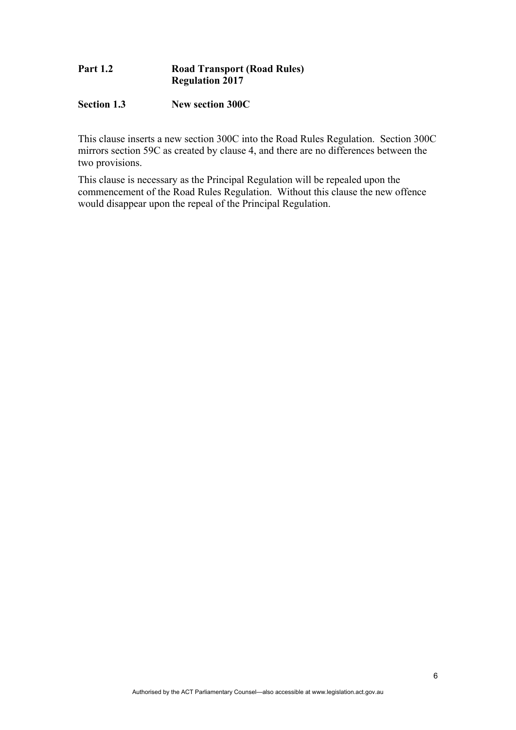**Part 1.2 Road Transport (Road Rules) Regulation 2017**

**Section 1.3 New section 300C**

This clause inserts a new section 300C into the Road Rules Regulation. Section 300C mirrors section 59C as created by clause 4, and there are no differences between the two provisions.

This clause is necessary as the Principal Regulation will be repealed upon the commencement of the Road Rules Regulation. Without this clause the new offence would disappear upon the repeal of the Principal Regulation.